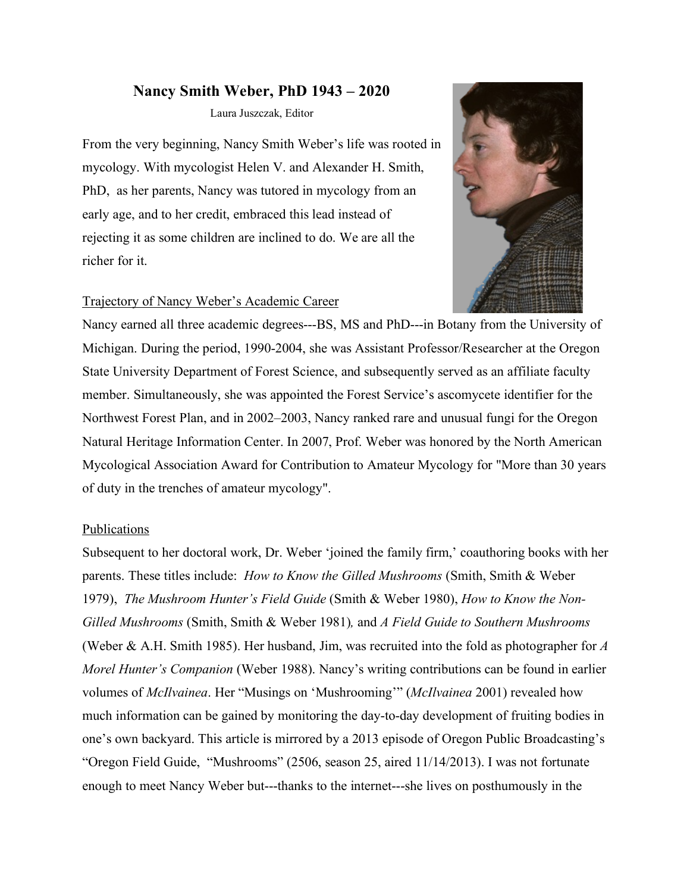# Nancy Smith Weber, PhD 1943 – 2020

Laura Juszczak, Editor

From the very beginning, Nancy Smith Weber's life was rooted in mycology. With mycologist Helen V. and Alexander H. Smith, PhD, as her parents, Nancy was tutored in mycology from an early age, and to her credit, embraced this lead instead of rejecting it as some children are inclined to do. We are all the richer for it.

## Trajectory of Nancy Weber's Academic Career

Nancy earned all three academic degrees---BS, MS and PhD---in Botany from the University of Michigan. During the period, 1990-2004, she was Assistant Professor/Researcher at the Oregon State University Department of Forest Science, and subsequently served as an affiliate faculty member. Simultaneously, she was appointed the Forest Service's ascomycete identifier for the Northwest Forest Plan, and in 2002–2003, Nancy ranked rare and unusual fungi for the Oregon Natural Heritage Information Center. In 2007, Prof. Weber was honored by the North American Mycological Association Award for Contribution to Amateur Mycology for "More than 30 years of duty in the trenches of amateur mycology".

## Publications

Subsequent to her doctoral work, Dr. Weber 'joined the family firm,' coauthoring books with her parents. These titles include: *How to Know the Gilled Mushrooms* (Smith, Smith & Weber 1979), *The Mushroom Hunter's Field Guide* (Smith & Weber 1980), *How to Know the Non-Gilled Mushrooms* (Smith, Smith & Weber 1981), and *A Field Guide to Southern Mushrooms* (Weber & A.H. Smith 1985). Her husband, Jim, was recruited into the fold as photographer for *A Morel Hunter's Companion* (Weber 1988). Nancy's writing contributions can be found in earlier volumes of *McIlvainea*. Her "Musings on 'Mushrooming'" (*McIlvainea* 2001) revealed how much information can be gained by monitoring the day-to-day development of fruiting bodies in one's own backyard. This article is mirrored by a 2013 episode of Oregon Public Broadcasting's "Oregon Field Guide, "Mushrooms" (2506, season 25, aired 11/14/2013). I was not fortunate enough to meet Nancy Weber but---thanks to the internet---she lives on posthumously in the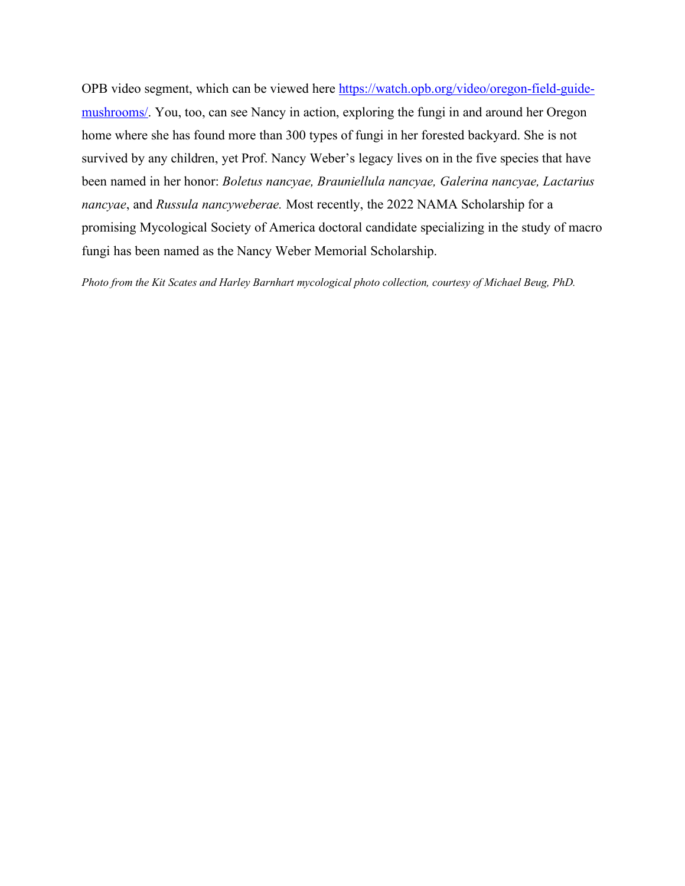OPB video segment, which can be viewed here https://watch.opb.org/video/oregon-field-guide-mushrooms/. You, too, can see Nancy in action, exploring the fungi in and around her Oregon home where she has found more than 300 types of fungi in her forested backyard. She is not survived by any children, yet Prof. Nancy Weber's legacy lives on in the five species that have been named in her honor: *Boletus nancyae, Brauniellula nancyae, Galerina nancyae, Lactarius nancyae*, and *Russula nancyweberae.* Most recently, the 2022 NAMA Scholarship for a promising Mycological Society of America doctoral candidate specializing in the study of macro fungi has been named as the Nancy Weber Memorial Scholarship.

*Photo from the Kit Scates and Harley Barnhart mycological photo collection, courtesy of Michael Beug, PhD.*